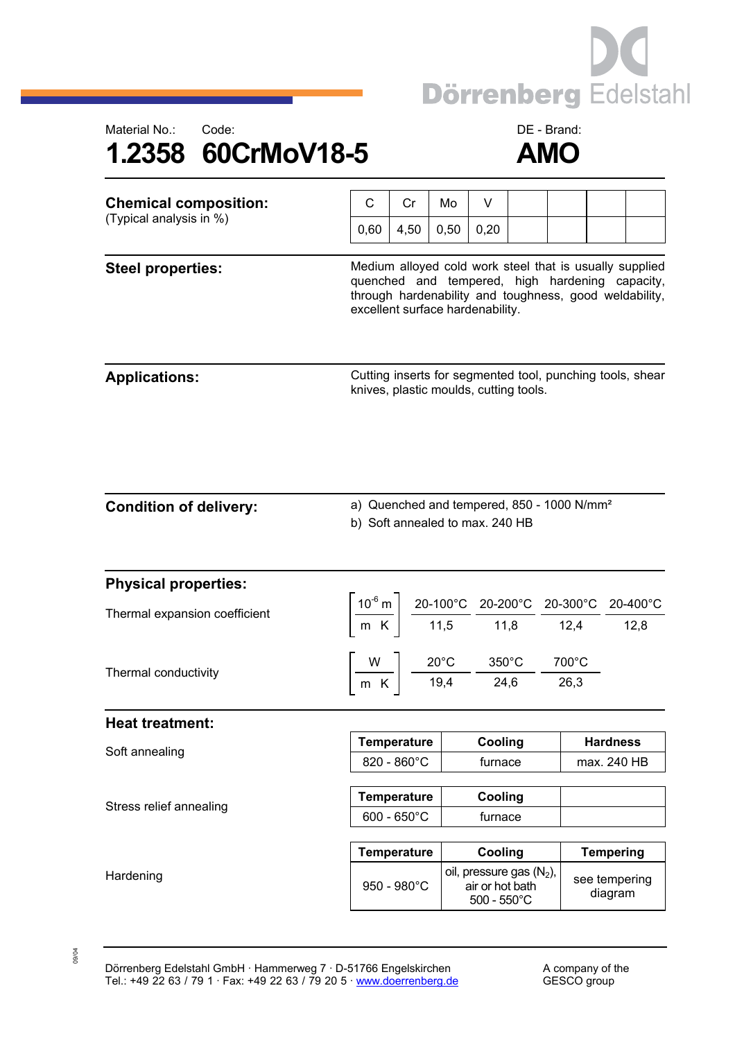Dörrenberg Edelstahl

Material No.: 1.2358 | Code: 60CrMoV18-5 | DE - Brand: AMO

# 1.2358 60CrMoV18-5 — AMO

## Chemical composition:
(Typical analysis in %)

| C | Cr | Mo | V | | | | |
|---|---|---|---|---|---|---|---|
| 0,60 | 4,50 | 0,50 | 0,20 | | | | |

## Steel properties:

Medium alloyed cold work steel that is usually supplied quenched and tempered, high hardening capacity, through hardenability and toughness, good weldability, excellent surface hardenability.

## Applications:

Cutting inserts for segmented tool, punching tools, shear knives, plastic moulds, cutting tools.

## Condition of delivery:

a) Quenched and tempered, 850 - 1000 N/mm²

b) Soft annealed to max. 240 HB

## Physical properties:

Thermal expansion coefficient

| $\left[\frac{10^{-6}\,m}{m\ K}\right]$ | 20-100°C | 20-200°C | 20-300°C | 20-400°C |
|---|---|---|---|---|
| | 11,5 | 11,8 | 12,4 | 12,8 |

Thermal conductivity

| $\left[\frac{W}{m\ K}\right]$ | 20°C | 350°C | 700°C |
|---|---|---|---|
| | 19,4 | 24,6 | 26,3 |

## Heat treatment:

Soft annealing

| Temperature | Cooling | Hardness |
|---|---|---|
| 820 - 860°C | furnace | max. 240 HB |

Stress relief annealing

| Temperature | Cooling | |
|---|---|---|
| 600 - 650°C | furnace | |

Hardening

| Temperature | Cooling | Tempering |
|---|---|---|
| 950 - 980°C | oil, pressure gas ($N_2$), air or hot bath 500 - 550°C | see tempering diagram |

Dörrenberg Edelstahl GmbH · Hammerweg 7 · D-51766 Engelskirchen
Tel.: +49 22 63 / 79 1 · Fax: +49 22 63 / 79 20 5 · www.doerrenberg.de

A company of the GESCO group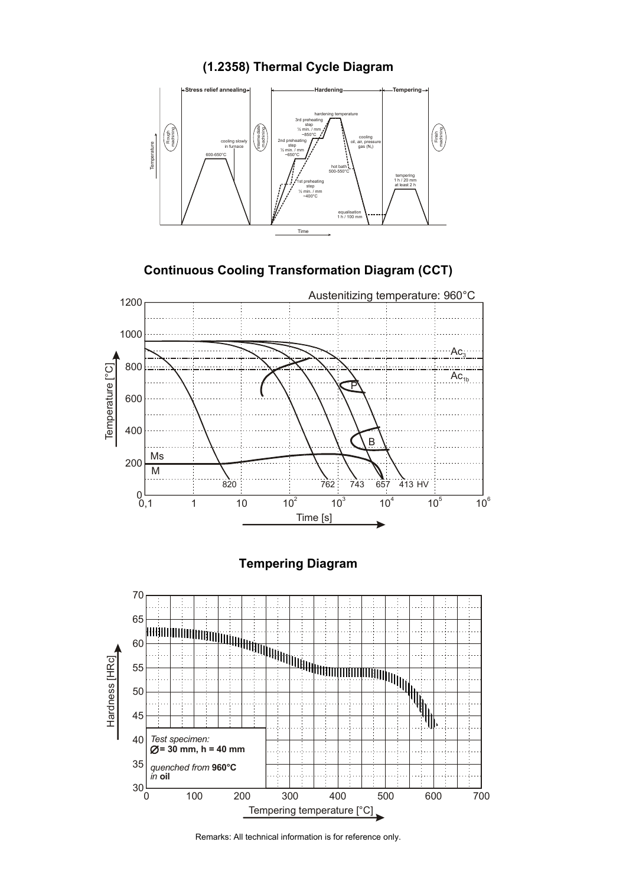## (1.2358) Thermal Cycle Diagram

Stress relief annealing

Hardening

Tempering

Temperature

Rough machining

600-650°C

cooling slowly in furnace

Intermediate machining

hardening temperature

3rd preheating step
½ min. / mm
~850°C

2nd preheating step
½ min. / mm
~650°C

1st preheating step
½ min. / mm
~400°C

cooling
oil, air, pressure gas ($N_2$)

hot bath
500-550°C

equalisation
1 h / 100 mm

tempering
1 h / 20 mm
at least 2 h

Finish machining

Time

## Continuous Cooling Transformation Diagram (CCT)

Austenitizing temperature: 960°C

$Ac_3$

$Ac_{1b}$

P

B

Ms

M

820

762

743

657

413 HV

Temperature [°C]

0, 200, 400, 600, 800, 1000, 1200

0,1, 1, 10, $10^2$, $10^3$, $10^4$, $10^5$, $10^6$

Time [s]

## Tempering Diagram

Hardness [HRc]

30, 35, 40, 45, 50, 55, 60, 65, 70

0, 100, 200, 300, 400, 500, 600, 700

Tempering temperature [°C]

*Test specimen:*
**Ø= 30 mm, h = 40 mm**

*quenched from* **960°C**
*in* **oil**

Remarks: All technical information is for reference only.